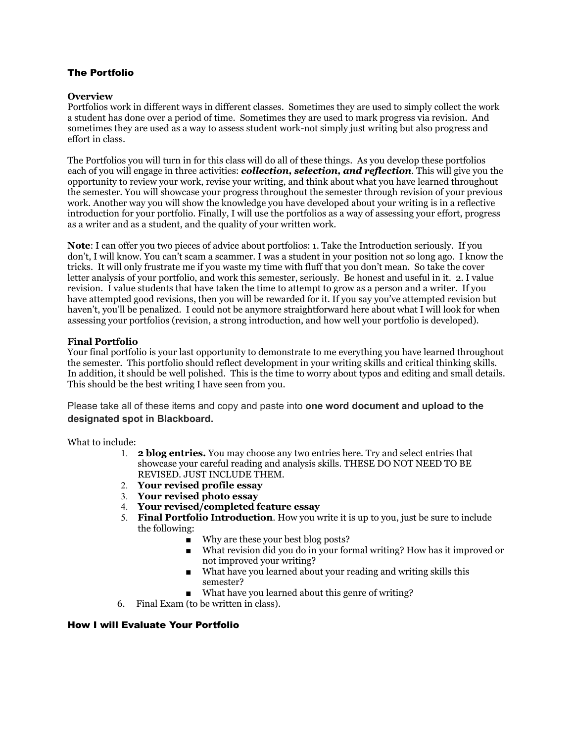## The Portfolio

### Overview

Portfolios work in different ways in different classes. Sometimes they are used to simply collect the work a student has done over a period of time. Sometimes they are used to mark progress via revision. And sometimes they are used as a way to assess student work-not simply just writing but also progress and effort in class.

The Portfolios you will turn in for this class will do all of these things. As you develop these portfolios each of you will engage in three activities: ***collection, selection, and reflection***. This will give you the opportunity to review your work, revise your writing, and think about what you have learned throughout the semester. You will showcase your progress throughout the semester through revision of your previous work. Another way you will show the knowledge you have developed about your writing is in a reflective introduction for your portfolio. Finally, I will use the portfolios as a way of assessing your effort, progress as a writer and as a student, and the quality of your written work.

**Note**: I can offer you two pieces of advice about portfolios: 1. Take the Introduction seriously. If you don't, I will know. You can't scam a scammer. I was a student in your position not so long ago. I know the tricks. It will only frustrate me if you waste my time with fluff that you don't mean. So take the cover letter analysis of your portfolio, and work this semester, seriously. Be honest and useful in it. 2. I value revision. I value students that have taken the time to attempt to grow as a person and a writer. If you have attempted good revisions, then you will be rewarded for it. If you say you've attempted revision but haven't, you'll be penalized. I could not be anymore straightforward here about what I will look for when assessing your portfolios (revision, a strong introduction, and how well your portfolio is developed).

### Final Portfolio

Your final portfolio is your last opportunity to demonstrate to me everything you have learned throughout the semester. This portfolio should reflect development in your writing skills and critical thinking skills. In addition, it should be well polished. This is the time to worry about typos and editing and small details. This should be the best writing I have seen from you.

Please take all of these items and copy and paste into **one word document and upload to the designated spot in Blackboard.**

What to include:

1. **2 blog entries.** You may choose any two entries here. Try and select entries that showcase your careful reading and analysis skills. THESE DO NOT NEED TO BE REVISED. JUST INCLUDE THEM.
2. **Your revised profile essay**
3. **Your revised photo essay**
4. **Your revised/completed feature essay**
5. **Final Portfolio Introduction**. How you write it is up to you, just be sure to include the following:
   - Why are these your best blog posts?
   - What revision did you do in your formal writing? How has it improved or not improved your writing?
   - What have you learned about your reading and writing skills this semester?
   - What have you learned about this genre of writing?
6. Final Exam (to be written in class).

## How I will Evaluate Your Portfolio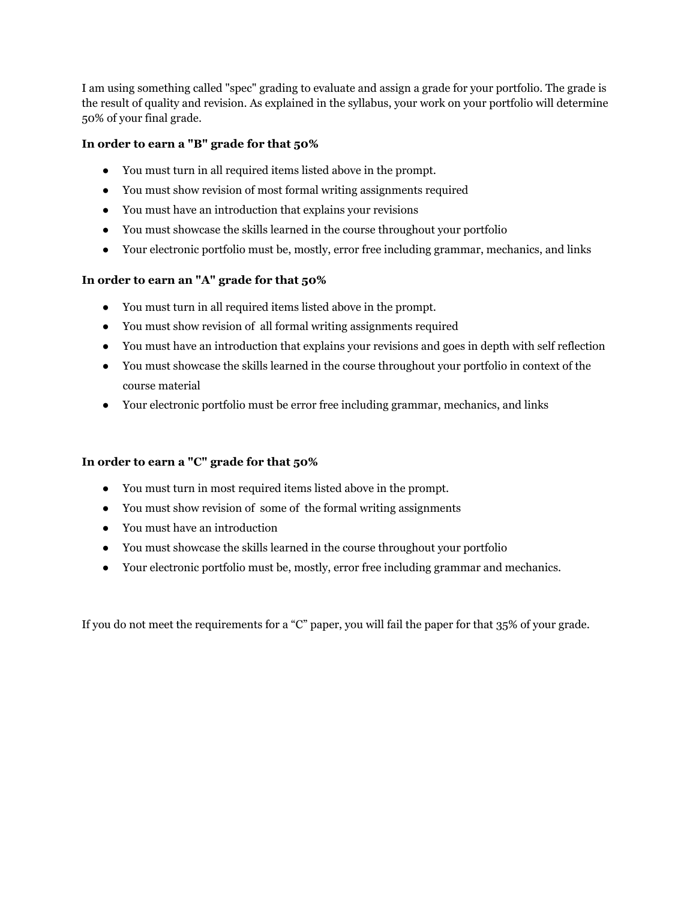I am using something called "spec" grading to evaluate and assign a grade for your portfolio. The grade is the result of quality and revision. As explained in the syllabus, your work on your portfolio will determine 50% of your final grade.

**In order to earn a "B" grade for that 50%**

- You must turn in all required items listed above in the prompt.
- You must show revision of most formal writing assignments required
- You must have an introduction that explains your revisions
- You must showcase the skills learned in the course throughout your portfolio
- Your electronic portfolio must be, mostly, error free including grammar, mechanics, and links

**In order to earn an "A" grade for that 50%**

- You must turn in all required items listed above in the prompt.
- You must show revision of all formal writing assignments required
- You must have an introduction that explains your revisions and goes in depth with self reflection
- You must showcase the skills learned in the course throughout your portfolio in context of the course material
- Your electronic portfolio must be error free including grammar, mechanics, and links

**In order to earn a "C" grade for that 50%**

- You must turn in most required items listed above in the prompt.
- You must show revision of some of the formal writing assignments
- You must have an introduction
- You must showcase the skills learned in the course throughout your portfolio
- Your electronic portfolio must be, mostly, error free including grammar and mechanics.

If you do not meet the requirements for a “C” paper, you will fail the paper for that 35% of your grade.